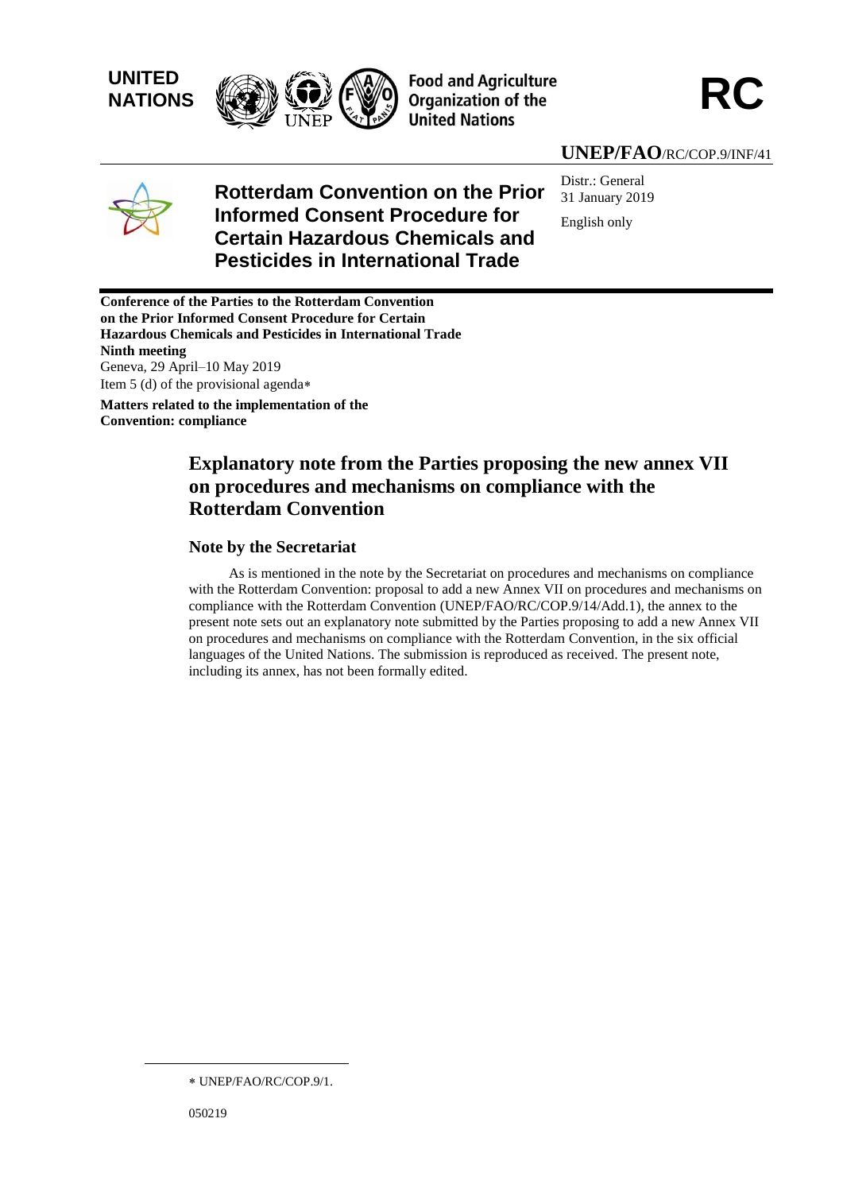UNITED NATIONS

Food and Agriculture Organization of the United Nations

RC

UNEP/FAO/RC/COP.9/INF/41

# Rotterdam Convention on the Prior Informed Consent Procedure for Certain Hazardous Chemicals and Pesticides in International Trade

Distr.: General
31 January 2019

English only

**Conference of the Parties to the Rotterdam Convention on the Prior Informed Consent Procedure for Certain Hazardous Chemicals and Pesticides in International Trade**
**Ninth meeting**
Geneva, 29 April–10 May 2019
Item 5 (d) of the provisional agenda*

**Matters related to the implementation of the Convention: compliance**

## Explanatory note from the Parties proposing the new annex VII on procedures and mechanisms on compliance with the Rotterdam Convention

### Note by the Secretariat

As is mentioned in the note by the Secretariat on procedures and mechanisms on compliance with the Rotterdam Convention: proposal to add a new Annex VII on procedures and mechanisms on compliance with the Rotterdam Convention (UNEP/FAO/RC/COP.9/14/Add.1), the annex to the present note sets out an explanatory note submitted by the Parties proposing to add a new Annex VII on procedures and mechanisms on compliance with the Rotterdam Convention, in the six official languages of the United Nations. The submission is reproduced as received. The present note, including its annex, has not been formally edited.

* UNEP/FAO/RC/COP.9/1.

050219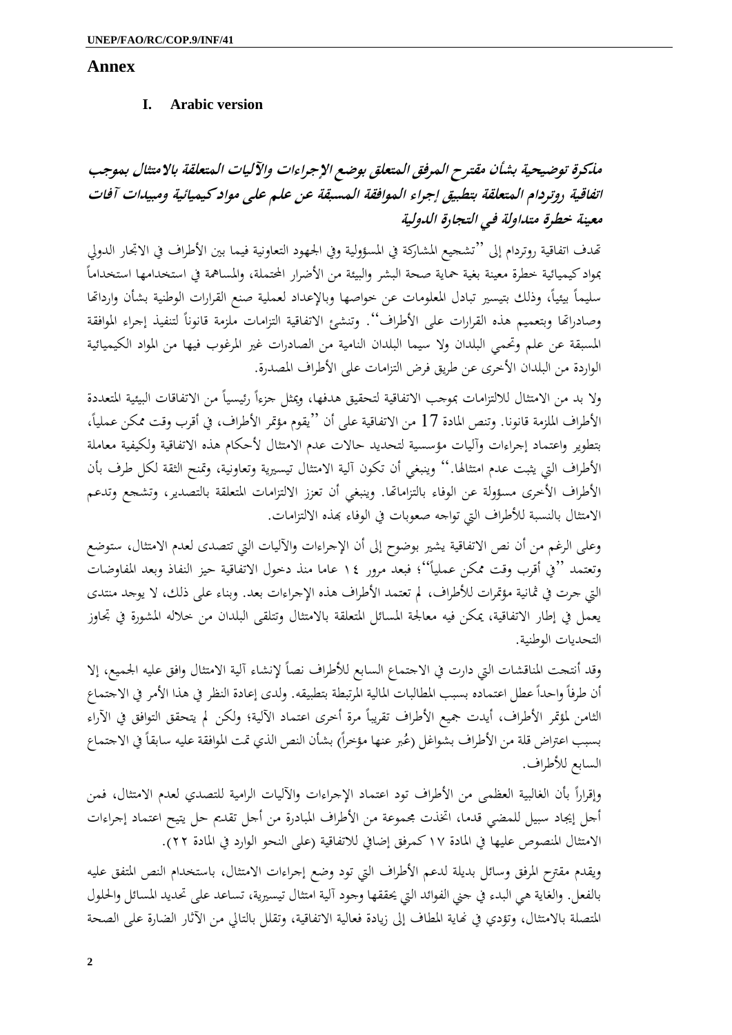# Annex

## I. Arabic version

### مذكرة توضيحية بشأن مقترح المرفق المتعلق بوضع الإجراءات والآليات المتعلقة بالامتثال بموجب اتفاقية روتردام المتعلقة بتطبيق إجراء الموافقة المسبقة عن علم على مواد كيميائية ومبيدات آفات معينة خطرة متداولة في التجارة الدولية

تهدف اتفاقية روتردام إلى ''تشجيع المشاركة في المسؤولية وفي الجهود التعاونية فيما بين الأطراف في الاتجار الدولي بمواد كيميائية خطرة معينة بغية حماية صحة البشر والبيئة من الأضرار المحتملة، والمساهمة في استخدامها استخداماً سليماً بيئياً، وذلك بتيسير تبادل المعلومات عن خواصها وبالإعداد لعملية صنع القرارات الوطنية بشأن وارداتها وصادراتها وبتعميم هذه القرارات على الأطراف''. وتنشئ الاتفاقية التزامات ملزمة قانوناً لتنفيذ إجراء الموافقة المسبقة عن علم وتحمي البلدان ولا سيما البلدان النامية من الصادرات غير المرغوب فيها من المواد الكيميائية الواردة من البلدان الأخرى عن طريق فرض التزامات على الأطراف المصدرة.

ولا بد من الامتثال للالتزامات بموجب الاتفاقية لتحقيق هدفها، ويمثل جزءاً رئيسياً من الاتفاقات البيئية المتعددة الأطراف الملزمة قانونا. وتنص المادة 17 من الاتفاقية على أن ''يقوم مؤتمر الأطراف، في أقرب وقت ممكن عملياً، بتطوير واعتماد إجراءات وآليات مؤسسية لتحديد حالات عدم الامتثال لأحكام هذه الاتفاقية ولكيفية معاملة الأطراف التي يثبت عدم امتثالها.'' وينبغي أن تكون آلية الامتثال تيسيرية وتعاونية، وتمنح الثقة لكل طرف بأن الأطراف الأخرى مسؤولة عن الوفاء بالتزاماتها. وينبغي أن تعزز الالتزامات المتعلقة بالتصدير، وتشجع وتدعم الامتثال بالنسبة للأطراف التي تواجه صعوبات في الوفاء بهذه الالتزامات.

وعلى الرغم من أن نص الاتفاقية يشير بوضوح إلى أن الإجراءات والآليات التي تتصدى لعدم الامتثال، ستوضع وتعتمد ''في أقرب وقت ممكن عملياً''؛ فبعد مرور ١٤ عاما منذ دخول الاتفاقية حيز النفاذ وبعد المفاوضات التي جرت في ثمانية مؤتمرات للأطراف، لم تعتمد الأطراف هذه الإجراءات بعد. وبناء على ذلك، لا يوجد منتدى يعمل في إطار الاتفاقية، يمكن فيه معالجة المسائل المتعلقة بالامتثال وتتلقى البلدان من خلاله المشورة في تجاوز التحديات الوطنية.

وقد أنتجت المناقشات التي دارت في الاجتماع السابع للأطراف نصاً لإنشاء آلية الامتثال وافق عليه الجميع، إلا أن طرفاً واحداً عطل اعتماده بسبب المطالبات المالية المرتبطة بتطبيقه. ولدى إعادة النظر في هذا الأمر في الاجتماع الثامن لمؤتمر الأطراف، أيدت جميع الأطراف تقريباً مرة أخرى اعتماد الآلية؛ ولكن لم يتحقق التوافق في الآراء بسبب اعتراض قلة من الأطراف بشواغل (عُبر عنها مؤخراً) بشأن النص الذي تمت الموافقة عليه سابقاً في الاجتماع السابع للأطراف.

وإقراراً بأن الغالبية العظمى من الأطراف تود اعتماد الإجراءات والآليات الرامية للتصدي لعدم الامتثال، فمن أجل إيجاد سبيل للمضي قدما، اتخذت مجموعة من الأطراف المبادرة من أجل تقديم حل يتيح اعتماد إجراءات الامتثال المنصوص عليها في المادة ١٧ كمرفق إضافي للاتفاقية (على النحو الوارد في المادة ٢٢).

ويقدم مقترح المرفق وسائل بديلة لدعم الأطراف التي تود وضع إجراءات الامتثال، باستخدام النص المتفق عليه بالفعل. والغاية هي البدء في جني الفوائد التي يحققها وجود آلية امتثال تيسيرية، تساعد على تحديد المسائل والحلول المتصلة بالامتثال، وتؤدي في نهاية المطاف إلى زيادة فعالية الاتفاقية، وتقلل بالتالي من الآثار الضارة على الصحة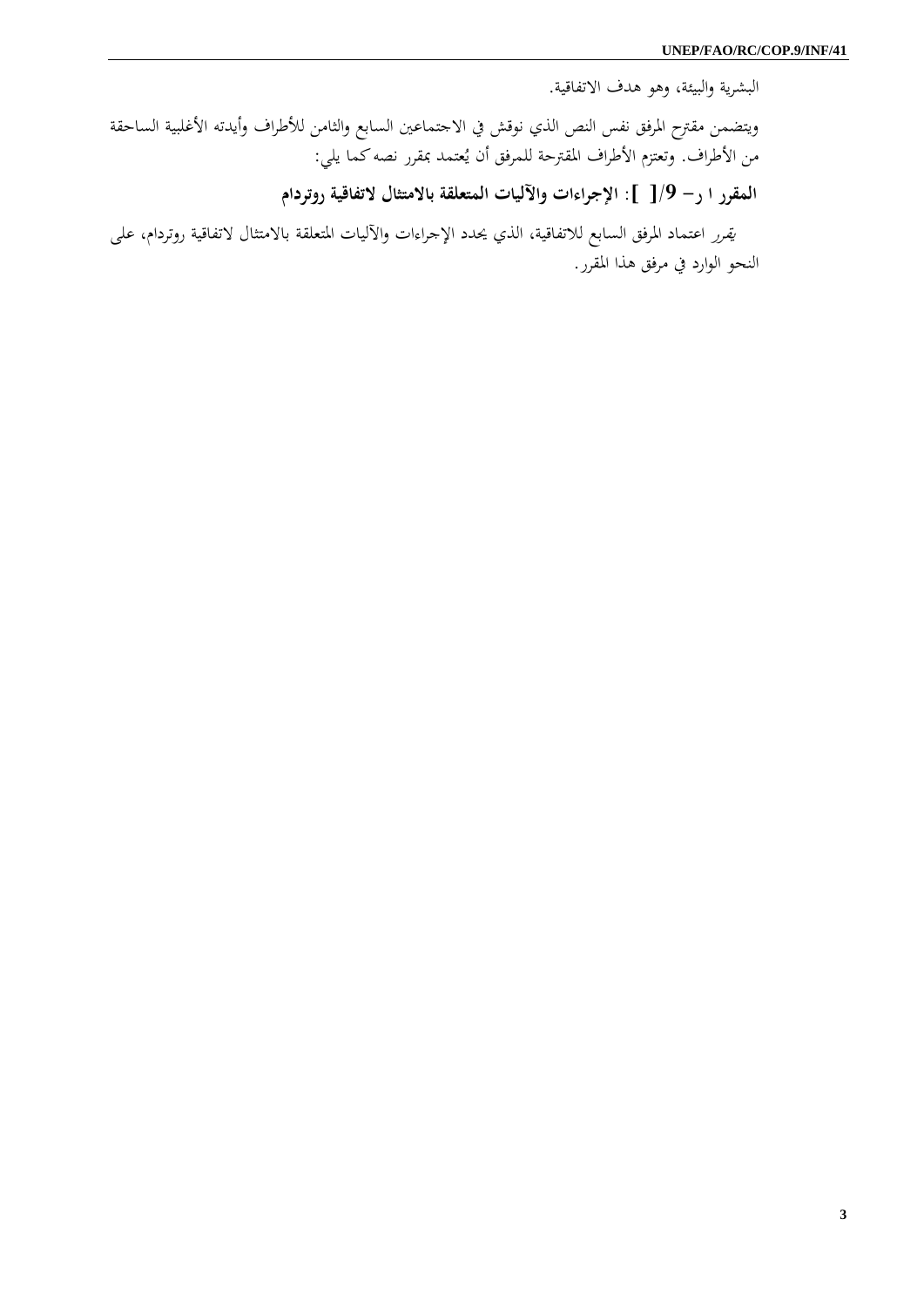البشرية والبيئة، وهو هدف الاتفاقية.

ويتضمن مقترح المرفق نفس النص الذي نوقش في الاجتماعين السابع والثامن للأطراف وأيدته الأغلبية الساحقة من الأطراف. وتعتزم الأطراف المقترحة للمرفق أن يُعتمد بمقرر نصه كما يلي:

**المقرر ا ر– 9/[ ]: الإجراءات والآليات المتعلقة بالامتثال لاتفاقية روتردام**

*يقرر* اعتماد المرفق السابع للاتفاقية، الذي يحدد الإجراءات والآليات المتعلقة بالامتثال لاتفاقية روتردام، على النحو الوارد في مرفق هذا المقرر.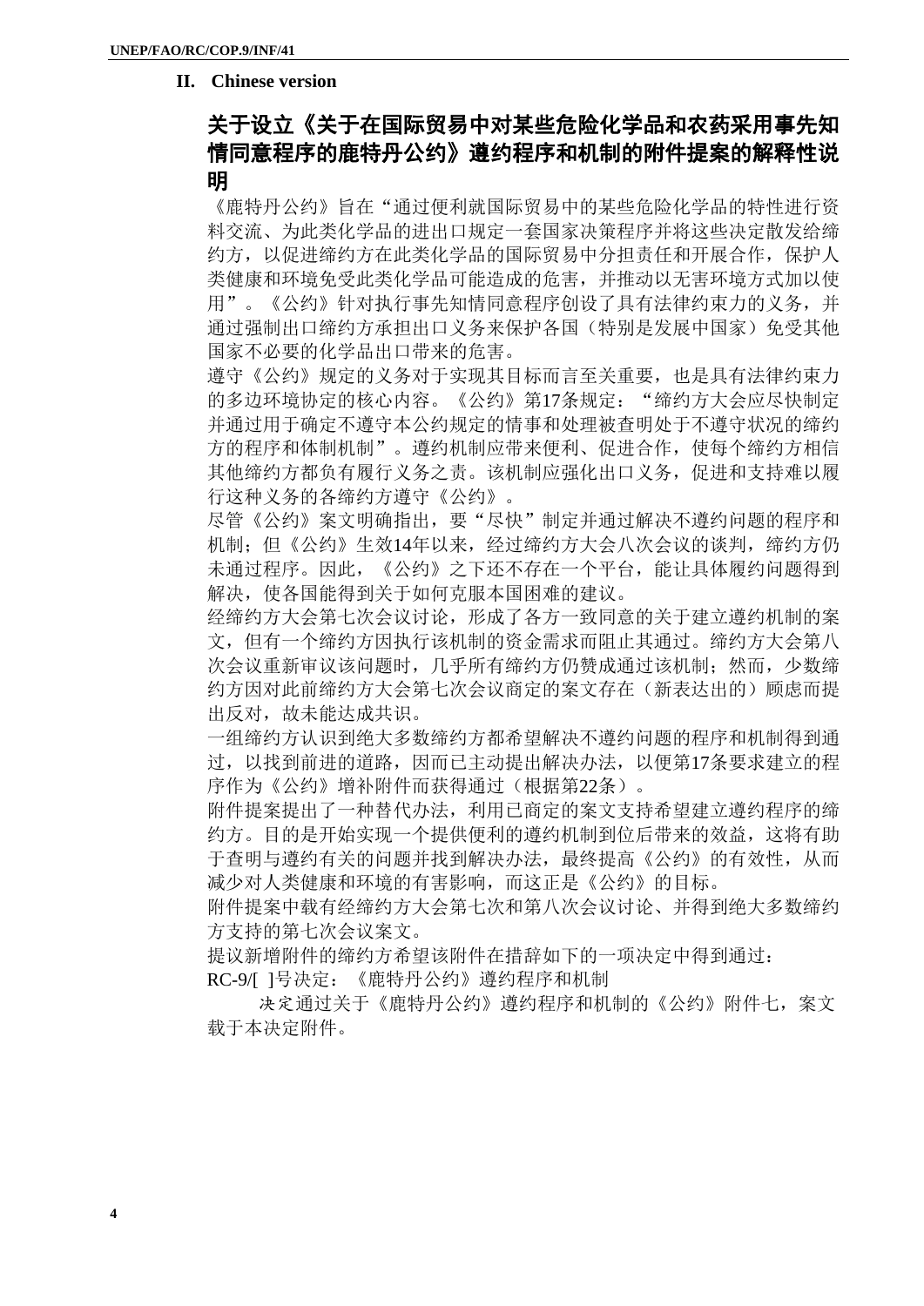## II. Chinese version

# 关于设立《关于在国际贸易中对某些危险化学品和农药采用事先知情同意程序的鹿特丹公约》遵约程序和机制的附件提案的解释性说明

《鹿特丹公约》旨在“通过便利就国际贸易中的某些危险化学品的特性进行资料交流、为此类化学品的进出口规定一套国家决策程序并将这些决定散发给缔约方，以促进缔约方在此类化学品的国际贸易中分担责任和开展合作，保护人类健康和环境免受此类化学品可能造成的危害，并推动以无害环境方式加以使用”。《公约》针对执行事先知情同意程序创设了具有法律约束力的义务，并通过强制出口缔约方承担出口义务来保护各国（特别是发展中国家）免受其他国家不必要的化学品出口带来的危害。

遵守《公约》规定的义务对于实现其目标而言至关重要，也是具有法律约束力的多边环境协定的核心内容。《公约》第17条规定：“缔约方大会应尽快制定并通过用于确定不遵守本公约规定的情事和处理被查明处于不遵守状况的缔约方的程序和体制机制”。遵约机制应带来便利、促进合作，使每个缔约方相信其他缔约方都负有履行义务之责。该机制应强化出口义务，促进和支持难以履行这种义务的各缔约方遵守《公约》。

尽管《公约》案文明确指出，要“尽快”制定并通过解决不遵约问题的程序和机制；但《公约》生效14年以来，经过缔约方大会八次会议的谈判，缔约方仍未通过程序。因此，《公约》之下还不存在一个平台，能让具体履约问题得到解决，使各国能得到关于如何克服本国困难的建议。

经缔约方大会第七次会议讨论，形成了各方一致同意的关于建立遵约机制的案文，但有一个缔约方因执行该机制的资金需求而阻止其通过。缔约方大会第八次会议重新审议该问题时，几乎所有缔约方仍赞成通过该机制；然而，少数缔约方因对此前缔约方大会第七次会议商定的案文存在（新表达出的）顾虑而提出反对，故未能达成共识。

一组缔约方认识到绝大多数缔约方都希望解决不遵约问题的程序和机制得到通过，以找到前进的道路，因而已主动提出解决办法，以便第17条要求建立的程序作为《公约》增补附件而获得通过（根据第22条）。

附件提案提出了一种替代办法，利用已商定的案文支持希望建立遵约程序的缔约方。目的是开始实现一个提供便利的遵约机制到位后带来的效益，这将有助于查明与遵约有关的问题并找到解决办法，最终提高《公约》的有效性，从而减少对人类健康和环境的有害影响，而这正是《公约》的目标。

附件提案中载有经缔约方大会第七次和第八次会议讨论、并得到绝大多数缔约方支持的第七次会议案文。

提议新增附件的缔约方希望该附件在措辞如下的一项决定中得到通过：

RC-9/[ ]号决定：《鹿特丹公约》遵约程序和机制

*决定*通过关于《鹿特丹公约》遵约程序和机制的《公约》附件七，案文载于本决定附件。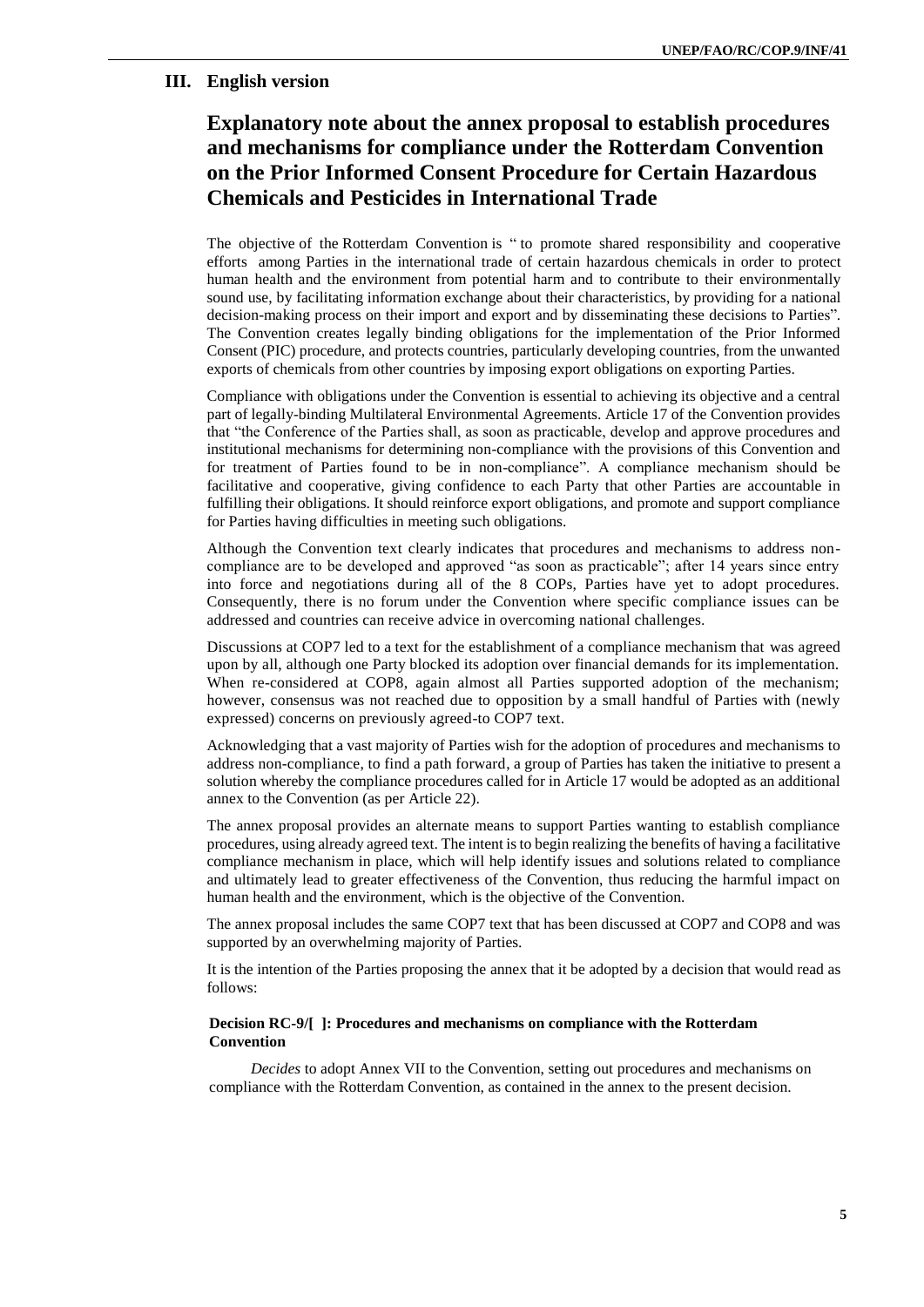## III. English version

# Explanatory note about the annex proposal to establish procedures and mechanisms for compliance under the Rotterdam Convention on the Prior Informed Consent Procedure for Certain Hazardous Chemicals and Pesticides in International Trade

The objective of the Rotterdam Convention is " to promote shared responsibility and cooperative efforts among Parties in the international trade of certain hazardous chemicals in order to protect human health and the environment from potential harm and to contribute to their environmentally sound use, by facilitating information exchange about their characteristics, by providing for a national decision-making process on their import and export and by disseminating these decisions to Parties". The Convention creates legally binding obligations for the implementation of the Prior Informed Consent (PIC) procedure, and protects countries, particularly developing countries, from the unwanted exports of chemicals from other countries by imposing export obligations on exporting Parties.

Compliance with obligations under the Convention is essential to achieving its objective and a central part of legally-binding Multilateral Environmental Agreements. Article 17 of the Convention provides that "the Conference of the Parties shall, as soon as practicable, develop and approve procedures and institutional mechanisms for determining non-compliance with the provisions of this Convention and for treatment of Parties found to be in non-compliance". A compliance mechanism should be facilitative and cooperative, giving confidence to each Party that other Parties are accountable in fulfilling their obligations. It should reinforce export obligations, and promote and support compliance for Parties having difficulties in meeting such obligations.

Although the Convention text clearly indicates that procedures and mechanisms to address non-compliance are to be developed and approved "as soon as practicable"; after 14 years since entry into force and negotiations during all of the 8 COPs, Parties have yet to adopt procedures. Consequently, there is no forum under the Convention where specific compliance issues can be addressed and countries can receive advice in overcoming national challenges.

Discussions at COP7 led to a text for the establishment of a compliance mechanism that was agreed upon by all, although one Party blocked its adoption over financial demands for its implementation. When re-considered at COP8, again almost all Parties supported adoption of the mechanism; however, consensus was not reached due to opposition by a small handful of Parties with (newly expressed) concerns on previously agreed-to COP7 text.

Acknowledging that a vast majority of Parties wish for the adoption of procedures and mechanisms to address non-compliance, to find a path forward, a group of Parties has taken the initiative to present a solution whereby the compliance procedures called for in Article 17 would be adopted as an additional annex to the Convention (as per Article 22).

The annex proposal provides an alternate means to support Parties wanting to establish compliance procedures, using already agreed text. The intent is to begin realizing the benefits of having a facilitative compliance mechanism in place, which will help identify issues and solutions related to compliance and ultimately lead to greater effectiveness of the Convention, thus reducing the harmful impact on human health and the environment, which is the objective of the Convention.

The annex proposal includes the same COP7 text that has been discussed at COP7 and COP8 and was supported by an overwhelming majority of Parties.

It is the intention of the Parties proposing the annex that it be adopted by a decision that would read as follows:

**Decision RC-9/[ ]: Procedures and mechanisms on compliance with the Rotterdam Convention**

*Decides* to adopt Annex VII to the Convention, setting out procedures and mechanisms on compliance with the Rotterdam Convention, as contained in the annex to the present decision.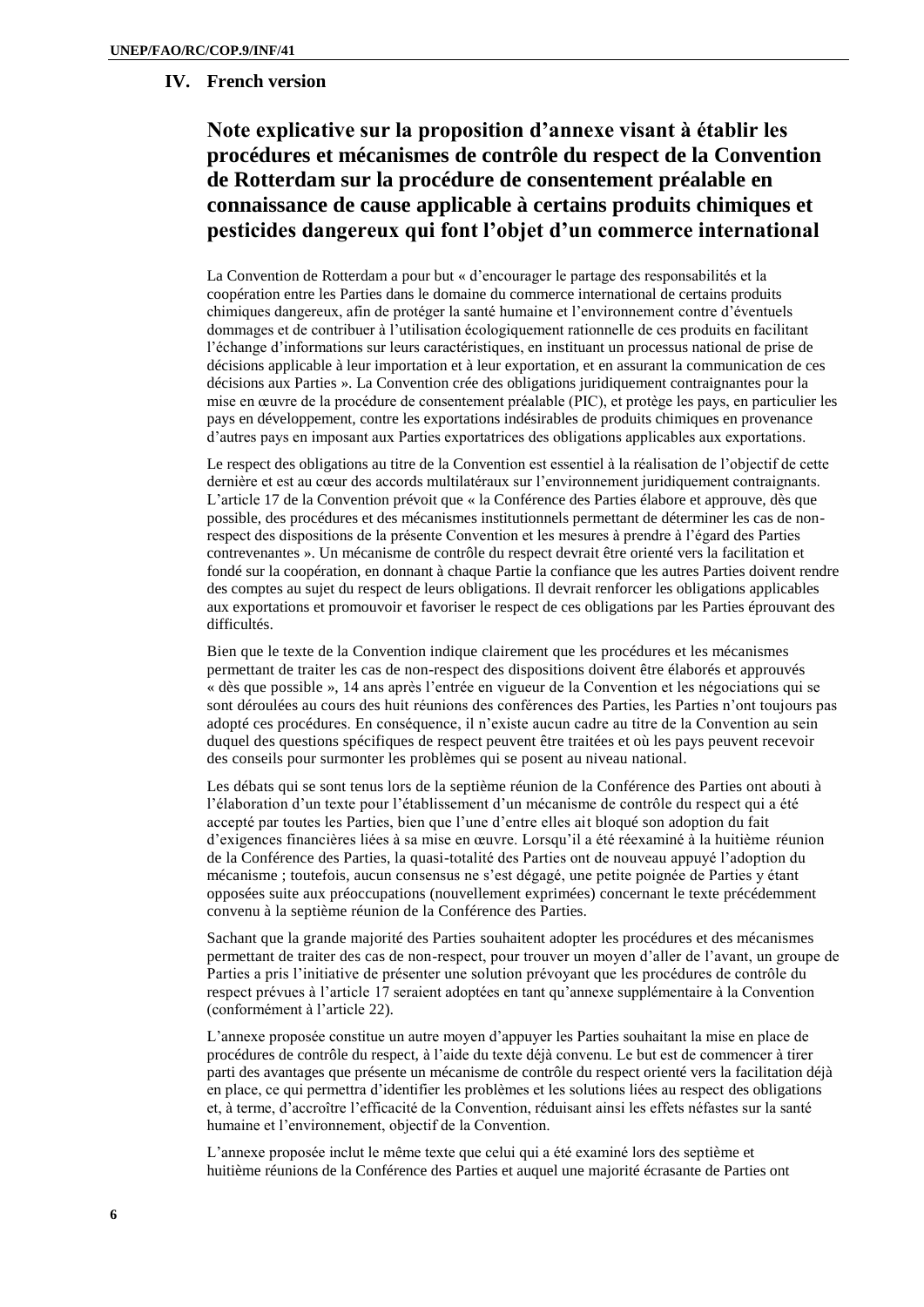## IV. French version

# Note explicative sur la proposition d'annexe visant à établir les procédures et mécanismes de contrôle du respect de la Convention de Rotterdam sur la procédure de consentement préalable en connaissance de cause applicable à certains produits chimiques et pesticides dangereux qui font l'objet d'un commerce international

La Convention de Rotterdam a pour but « d'encourager le partage des responsabilités et la coopération entre les Parties dans le domaine du commerce international de certains produits chimiques dangereux, afin de protéger la santé humaine et l'environnement contre d'éventuels dommages et de contribuer à l'utilisation écologiquement rationnelle de ces produits en facilitant l'échange d'informations sur leurs caractéristiques, en instituant un processus national de prise de décisions applicable à leur importation et à leur exportation, et en assurant la communication de ces décisions aux Parties ». La Convention crée des obligations juridiquement contraignantes pour la mise en œuvre de la procédure de consentement préalable (PIC), et protège les pays, en particulier les pays en développement, contre les exportations indésirables de produits chimiques en provenance d'autres pays en imposant aux Parties exportatrices des obligations applicables aux exportations.

Le respect des obligations au titre de la Convention est essentiel à la réalisation de l'objectif de cette dernière et est au cœur des accords multilatéraux sur l'environnement juridiquement contraignants. L'article 17 de la Convention prévoit que « la Conférence des Parties élabore et approuve, dès que possible, des procédures et des mécanismes institutionnels permettant de déterminer les cas de non-respect des dispositions de la présente Convention et les mesures à prendre à l'égard des Parties contrevenantes ». Un mécanisme de contrôle du respect devrait être orienté vers la facilitation et fondé sur la coopération, en donnant à chaque Partie la confiance que les autres Parties doivent rendre des comptes au sujet du respect de leurs obligations. Il devrait renforcer les obligations applicables aux exportations et promouvoir et favoriser le respect de ces obligations par les Parties éprouvant des difficultés.

Bien que le texte de la Convention indique clairement que les procédures et les mécanismes permettant de traiter les cas de non-respect des dispositions doivent être élaborés et approuvés « dès que possible », 14 ans après l'entrée en vigueur de la Convention et les négociations qui se sont déroulées au cours des huit réunions des conférences des Parties, les Parties n'ont toujours pas adopté ces procédures. En conséquence, il n'existe aucun cadre au titre de la Convention au sein duquel des questions spécifiques de respect peuvent être traitées et où les pays peuvent recevoir des conseils pour surmonter les problèmes qui se posent au niveau national.

Les débats qui se sont tenus lors de la septième réunion de la Conférence des Parties ont abouti à l'élaboration d'un texte pour l'établissement d'un mécanisme de contrôle du respect qui a été accepté par toutes les Parties, bien que l'une d'entre elles ait bloqué son adoption du fait d'exigences financières liées à sa mise en œuvre. Lorsqu'il a été réexaminé à la huitième réunion de la Conférence des Parties, la quasi-totalité des Parties ont de nouveau appuyé l'adoption du mécanisme ; toutefois, aucun consensus ne s'est dégagé, une petite poignée de Parties y étant opposées suite aux préoccupations (nouvellement exprimées) concernant le texte précédemment convenu à la septième réunion de la Conférence des Parties.

Sachant que la grande majorité des Parties souhaitent adopter les procédures et des mécanismes permettant de traiter des cas de non-respect, pour trouver un moyen d'aller de l'avant, un groupe de Parties a pris l'initiative de présenter une solution prévoyant que les procédures de contrôle du respect prévues à l'article 17 seraient adoptées en tant qu'annexe supplémentaire à la Convention (conformément à l'article 22).

L'annexe proposée constitue un autre moyen d'appuyer les Parties souhaitant la mise en place de procédures de contrôle du respect, à l'aide du texte déjà convenu. Le but est de commencer à tirer parti des avantages que présente un mécanisme de contrôle du respect orienté vers la facilitation déjà en place, ce qui permettra d'identifier les problèmes et les solutions liées au respect des obligations et, à terme, d'accroître l'efficacité de la Convention, réduisant ainsi les effets néfastes sur la santé humaine et l'environnement, objectif de la Convention.

L'annexe proposée inclut le même texte que celui qui a été examiné lors des septième et huitième réunions de la Conférence des Parties et auquel une majorité écrasante de Parties ont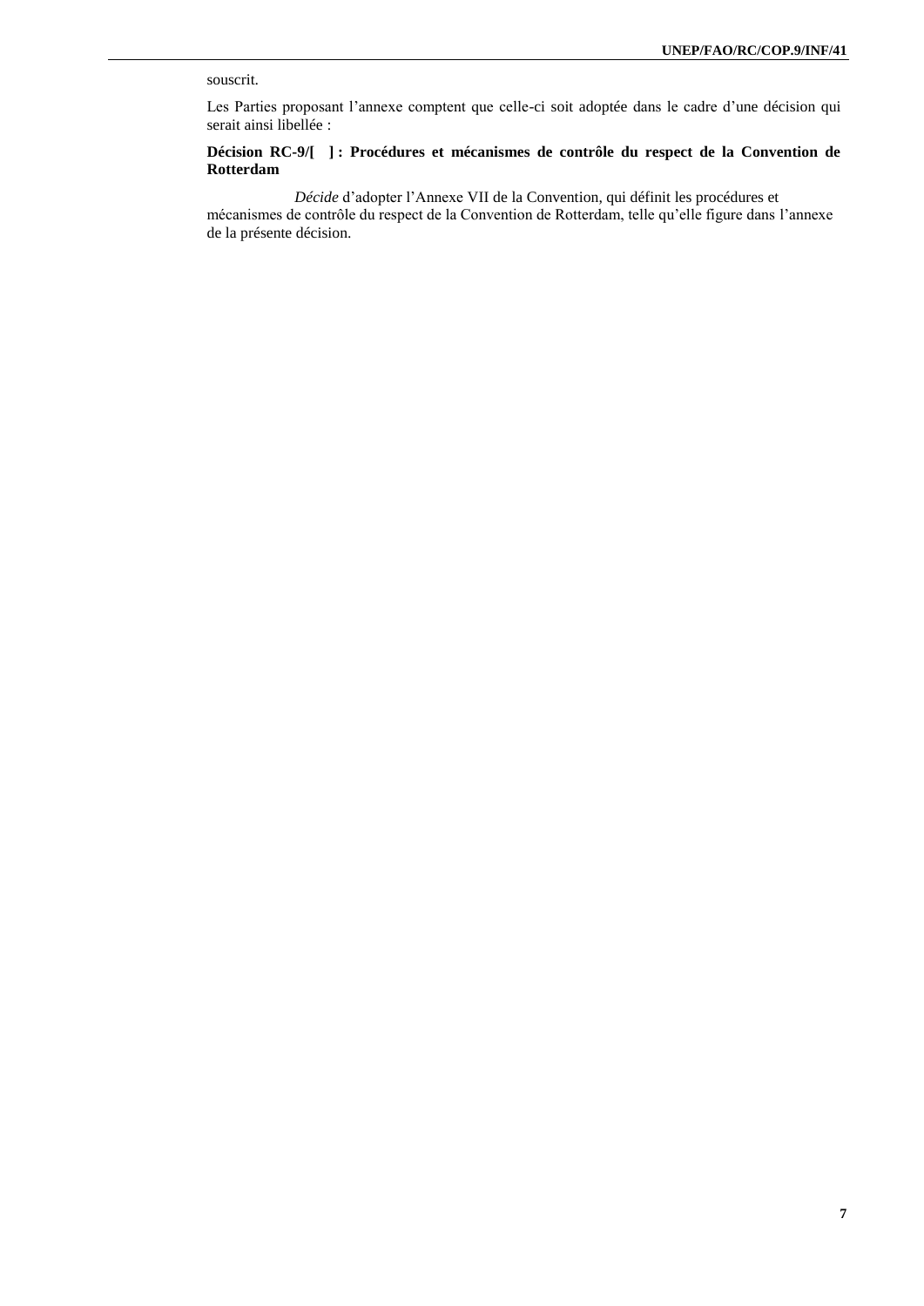souscrit.

Les Parties proposant l'annexe comptent que celle-ci soit adoptée dans le cadre d'une décision qui serait ainsi libellée :

**Décision RC-9/[ ] : Procédures et mécanismes de contrôle du respect de la Convention de Rotterdam**

*Décide* d'adopter l'Annexe VII de la Convention, qui définit les procédures et mécanismes de contrôle du respect de la Convention de Rotterdam, telle qu'elle figure dans l'annexe de la présente décision.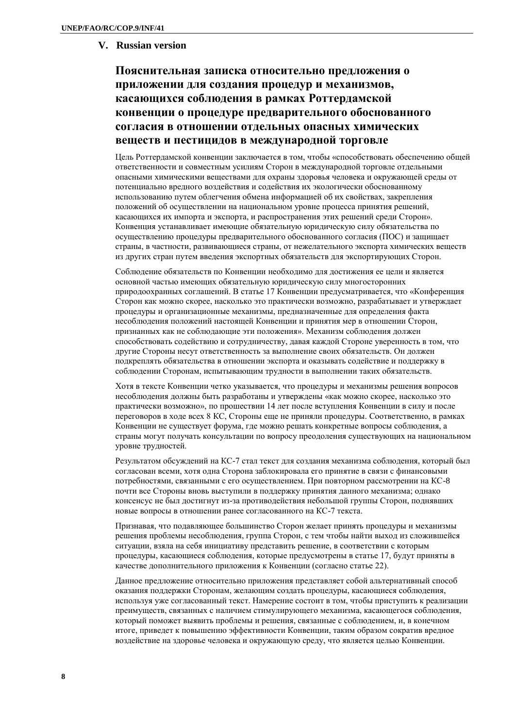## V. Russian version

# Пояснительная записка относительно предложения о приложении для создания процедур и механизмов, касающихся соблюдения в рамках Роттердамской конвенции о процедуре предварительного обоснованного согласия в отношении отдельных опасных химических веществ и пестицидов в международной торговле

Цель Роттердамской конвенции заключается в том, чтобы «способствовать обеспечению общей ответственности и совместным усилиям Сторон в международной торговле отдельными опасными химическими веществами для охраны здоровья человека и окружающей среды от потенциально вредного воздействия и содействия их экологически обоснованному использованию путем облегчения обмена информацией об их свойствах, закрепления положений об осуществлении на национальном уровне процесса принятия решений, касающихся их импорта и экспорта, и распространения этих решений среди Сторон». Конвенция устанавливает имеющие обязательную юридическую силу обязательства по осуществлению процедуры предварительного обоснованного согласия (ПОС) и защищает страны, в частности, развивающиеся страны, от нежелательного экспорта химических веществ из других стран путем введения экспортных обязательств для экспортирующих Сторон.

Соблюдение обязательств по Конвенции необходимо для достижения ее цели и является основной частью имеющих обязательную юридическую силу многосторонних природоохранных соглашений. В статье 17 Конвенции предусматривается, что «Конференция Сторон как можно скорее, насколько это практически возможно, разрабатывает и утверждает процедуры и организационные механизмы, предназначенные для определения факта несоблюдения положений настоящей Конвенции и принятия мер в отношении Сторон, признанных как не соблюдающие эти положения». Механизм соблюдения должен способствовать содействию и сотрудничеству, давая каждой Стороне уверенность в том, что другие Стороны несут ответственность за выполнение своих обязательств. Он должен подкреплять обязательства в отношении экспорта и оказывать содействие и поддержку в соблюдении Сторонам, испытывающим трудности в выполнении таких обязательств.

Хотя в тексте Конвенции четко указывается, что процедуры и механизмы решения вопросов несоблюдения должны быть разработаны и утверждены «как можно скорее, насколько это практически возможно», по прошествии 14 лет после вступления Конвенции в силу и после переговоров в ходе всех 8 КС, Стороны еще не приняли процедуры. Соответственно, в рамках Конвенции не существует форума, где можно решать конкретные вопросы соблюдения, а страны могут получать консультации по вопросу преодоления существующих на национальном уровне трудностей.

Результатом обсуждений на КС-7 стал текст для создания механизма соблюдения, который был согласован всеми, хотя одна Сторона заблокировала его принятие в связи с финансовыми потребностями, связанными с его осуществлением. При повторном рассмотрении на КС-8 почти все Стороны вновь выступили в поддержку принятия данного механизма; однако консенсус не был достигнут из-за противодействия небольшой группы Сторон, поднявших новые вопросы в отношении ранее согласованного на КС-7 текста.

Признавая, что подавляющее большинство Сторон желает принять процедуры и механизмы решения проблемы несоблюдения, группа Сторон, с тем чтобы найти выход из сложившейся ситуации, взяла на себя инициативу представить решение, в соответствии с которым процедуры, касающиеся соблюдения, которые предусмотрены в статье 17, будут приняты в качестве дополнительного приложения к Конвенции (согласно статье 22).

Данное предложение относительно приложения представляет собой альтернативный способ оказания поддержки Сторонам, желающим создать процедуры, касающиеся соблюдения, используя уже согласованный текст. Намерение состоит в том, чтобы приступить к реализации преимуществ, связанных с наличием стимулирующего механизма, касающегося соблюдения, который поможет выявить проблемы и решения, связанные с соблюдением, и, в конечном итоге, приведет к повышению эффективности Конвенции, таким образом сократив вредное воздействие на здоровье человека и окружающую среду, что является целью Конвенции.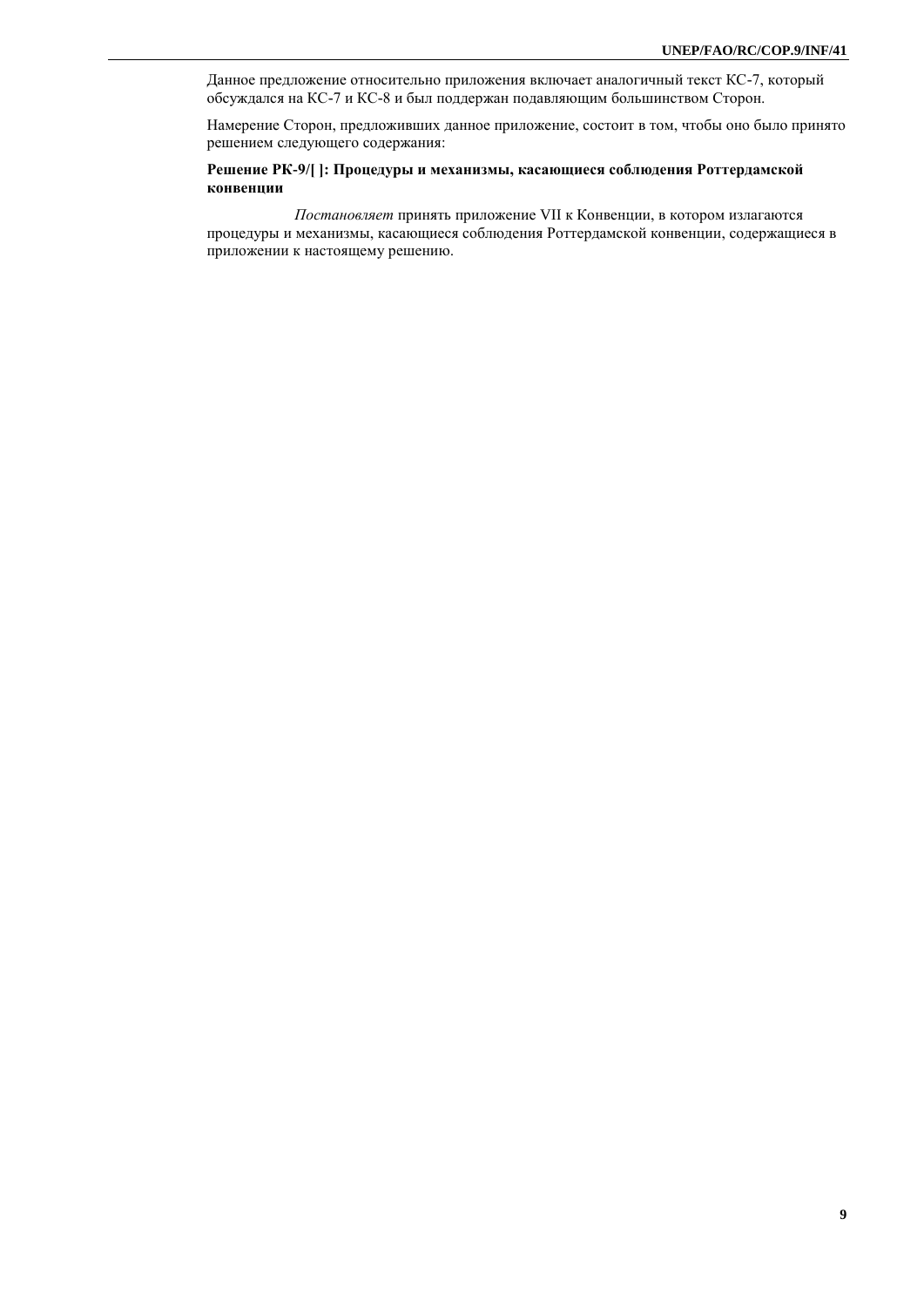Данное предложение относительно приложения включает аналогичный текст КС-7, который обсуждался на КС-7 и КС-8 и был поддержан подавляющим большинством Сторон.

Намерение Сторон, предложивших данное приложение, состоит в том, чтобы оно было принято решением следующего содержания:

**Решение РК-9/[ ]: Процедуры и механизмы, касающиеся соблюдения Роттердамской конвенции**

*Постановляет* принять приложение VII к Конвенции, в котором излагаются процедуры и механизмы, касающиеся соблюдения Роттердамской конвенции, содержащиеся в приложении к настоящему решению.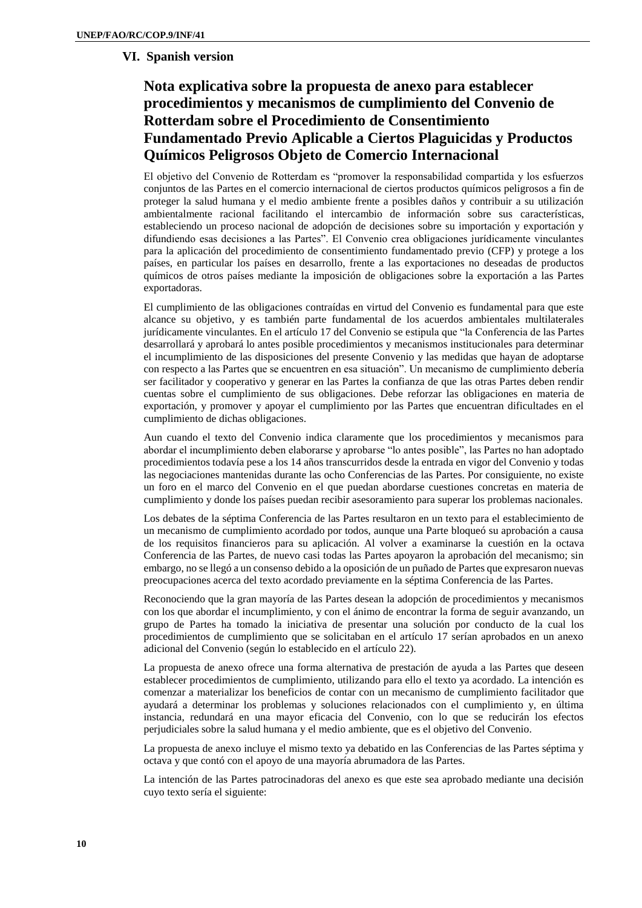## VI. Spanish version

# Nota explicativa sobre la propuesta de anexo para establecer procedimientos y mecanismos de cumplimiento del Convenio de Rotterdam sobre el Procedimiento de Consentimiento Fundamentado Previo Aplicable a Ciertos Plaguicidas y Productos Químicos Peligrosos Objeto de Comercio Internacional

El objetivo del Convenio de Rotterdam es "promover la responsabilidad compartida y los esfuerzos conjuntos de las Partes en el comercio internacional de ciertos productos químicos peligrosos a fin de proteger la salud humana y el medio ambiente frente a posibles daños y contribuir a su utilización ambientalmente racional facilitando el intercambio de información sobre sus características, estableciendo un proceso nacional de adopción de decisiones sobre su importación y exportación y difundiendo esas decisiones a las Partes". El Convenio crea obligaciones jurídicamente vinculantes para la aplicación del procedimiento de consentimiento fundamentado previo (CFP) y protege a los países, en particular los países en desarrollo, frente a las exportaciones no deseadas de productos químicos de otros países mediante la imposición de obligaciones sobre la exportación a las Partes exportadoras.

El cumplimiento de las obligaciones contraídas en virtud del Convenio es fundamental para que este alcance su objetivo, y es también parte fundamental de los acuerdos ambientales multilaterales jurídicamente vinculantes. En el artículo 17 del Convenio se estipula que "la Conferencia de las Partes desarrollará y aprobará lo antes posible procedimientos y mecanismos institucionales para determinar el incumplimiento de las disposiciones del presente Convenio y las medidas que hayan de adoptarse con respecto a las Partes que se encuentren en esa situación". Un mecanismo de cumplimiento debería ser facilitador y cooperativo y generar en las Partes la confianza de que las otras Partes deben rendir cuentas sobre el cumplimiento de sus obligaciones. Debe reforzar las obligaciones en materia de exportación, y promover y apoyar el cumplimiento por las Partes que encuentran dificultades en el cumplimiento de dichas obligaciones.

Aun cuando el texto del Convenio indica claramente que los procedimientos y mecanismos para abordar el incumplimiento deben elaborarse y aprobarse "lo antes posible", las Partes no han adoptado procedimientos todavía pese a los 14 años transcurridos desde la entrada en vigor del Convenio y todas las negociaciones mantenidas durante las ocho Conferencias de las Partes. Por consiguiente, no existe un foro en el marco del Convenio en el que puedan abordarse cuestiones concretas en materia de cumplimiento y donde los países puedan recibir asesoramiento para superar los problemas nacionales.

Los debates de la séptima Conferencia de las Partes resultaron en un texto para el establecimiento de un mecanismo de cumplimiento acordado por todos, aunque una Parte bloqueó su aprobación a causa de los requisitos financieros para su aplicación. Al volver a examinarse la cuestión en la octava Conferencia de las Partes, de nuevo casi todas las Partes apoyaron la aprobación del mecanismo; sin embargo, no se llegó a un consenso debido a la oposición de un puñado de Partes que expresaron nuevas preocupaciones acerca del texto acordado previamente en la séptima Conferencia de las Partes.

Reconociendo que la gran mayoría de las Partes desean la adopción de procedimientos y mecanismos con los que abordar el incumplimiento, y con el ánimo de encontrar la forma de seguir avanzando, un grupo de Partes ha tomado la iniciativa de presentar una solución por conducto de la cual los procedimientos de cumplimiento que se solicitaban en el artículo 17 serían aprobados en un anexo adicional del Convenio (según lo establecido en el artículo 22).

La propuesta de anexo ofrece una forma alternativa de prestación de ayuda a las Partes que deseen establecer procedimientos de cumplimiento, utilizando para ello el texto ya acordado. La intención es comenzar a materializar los beneficios de contar con un mecanismo de cumplimiento facilitador que ayudará a determinar los problemas y soluciones relacionados con el cumplimiento y, en última instancia, redundará en una mayor eficacia del Convenio, con lo que se reducirán los efectos perjudiciales sobre la salud humana y el medio ambiente, que es el objetivo del Convenio.

La propuesta de anexo incluye el mismo texto ya debatido en las Conferencias de las Partes séptima y octava y que contó con el apoyo de una mayoría abrumadora de las Partes.

La intención de las Partes patrocinadoras del anexo es que este sea aprobado mediante una decisión cuyo texto sería el siguiente: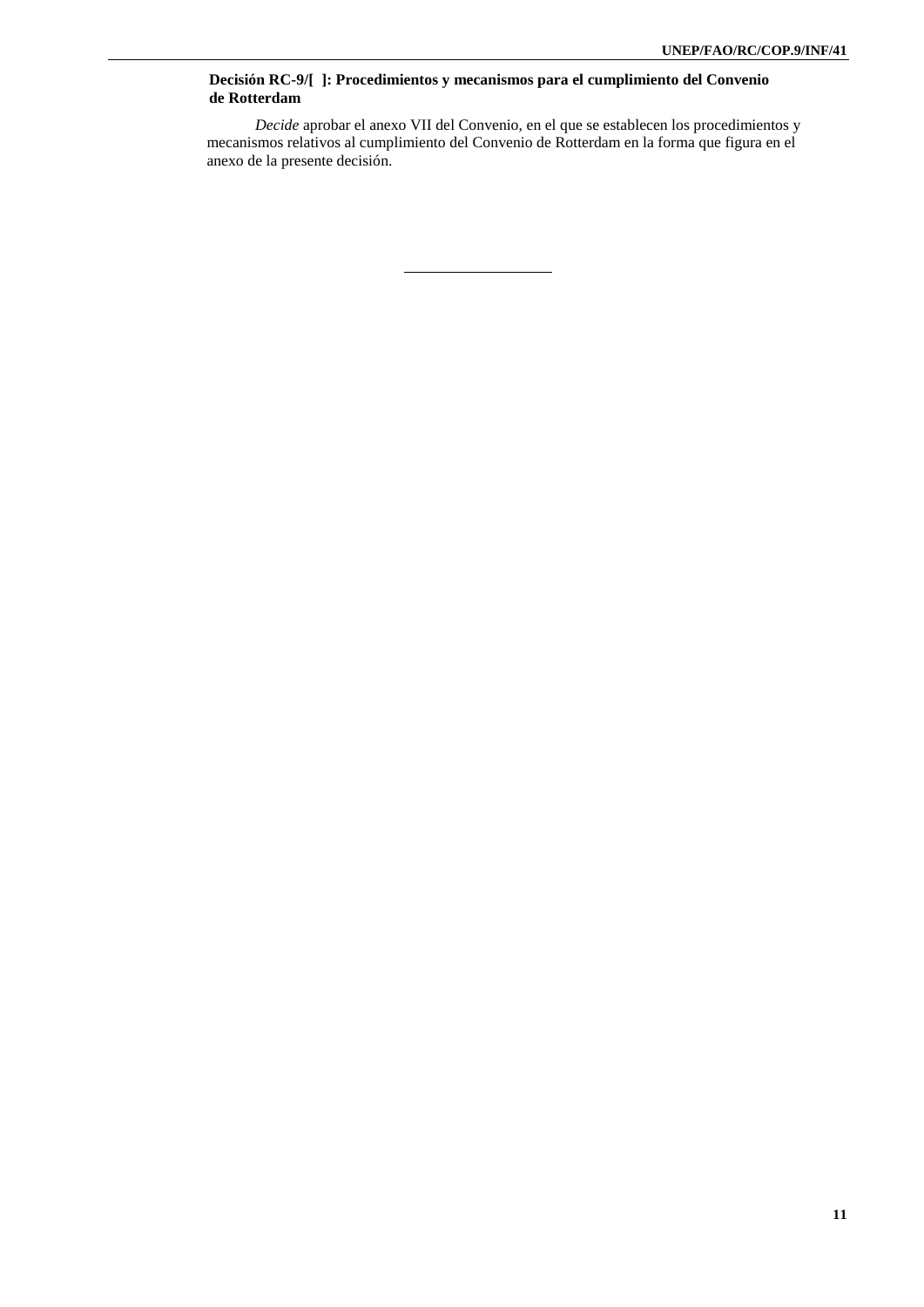**Decisión RC-9/[ ]: Procedimientos y mecanismos para el cumplimiento del Convenio de Rotterdam**

*Decide* aprobar el anexo VII del Convenio, en el que se establecen los procedimientos y mecanismos relativos al cumplimiento del Convenio de Rotterdam en la forma que figura en el anexo de la presente decisión.